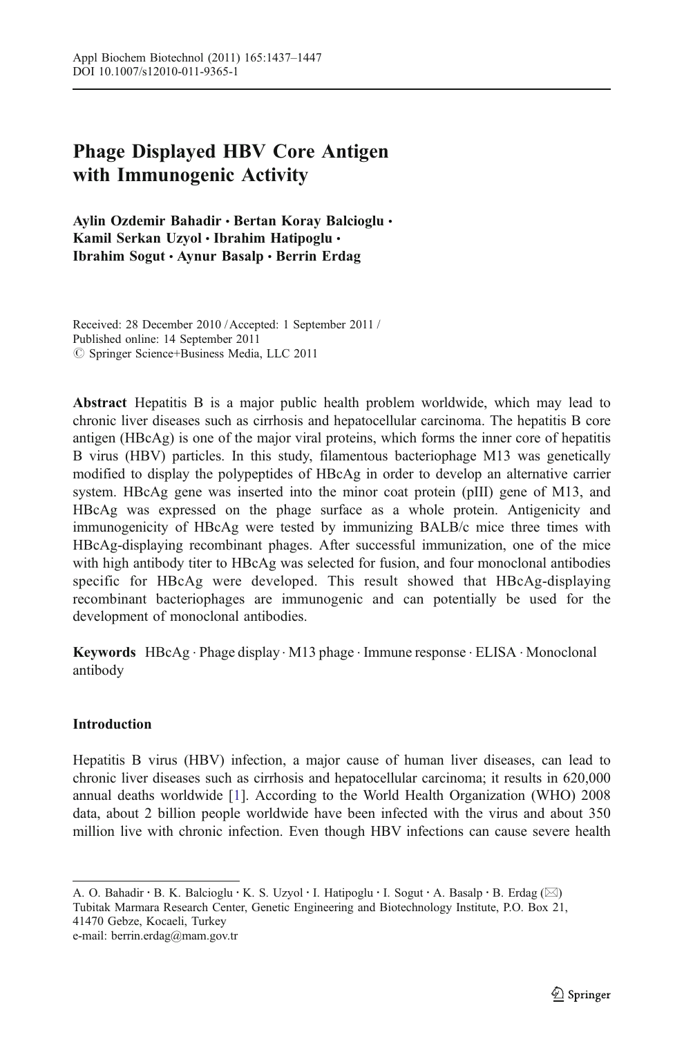# Phage Displayed HBV Core Antigen with Immunogenic Activity

**Aylin Ozdemir Bahadir · Bertan Koray Balcioglu · Kamil Serkan Uzyol · Ibrahim Hatipoglu · Ibrahim Sogut · Aynur Basalp · Berrin Erdag**

Received: 28 December 2010 / Accepted: 1 September 2011 /
Published online: 14 September 2011
© Springer Science+Business Media, LLC 2011

**Abstract** Hepatitis B is a major public health problem worldwide, which may lead to chronic liver diseases such as cirrhosis and hepatocellular carcinoma. The hepatitis B core antigen (HBcAg) is one of the major viral proteins, which forms the inner core of hepatitis B virus (HBV) particles. In this study, filamentous bacteriophage M13 was genetically modified to display the polypeptides of HBcAg in order to develop an alternative carrier system. HBcAg gene was inserted into the minor coat protein (pIII) gene of M13, and HBcAg was expressed on the phage surface as a whole protein. Antigenicity and immunogenicity of HBcAg were tested by immunizing BALB/c mice three times with HBcAg-displaying recombinant phages. After successful immunization, one of the mice with high antibody titer to HBcAg was selected for fusion, and four monoclonal antibodies specific for HBcAg were developed. This result showed that HBcAg-displaying recombinant bacteriophages are immunogenic and can potentially be used for the development of monoclonal antibodies.

**Keywords** HBcAg · Phage display · M13 phage · Immune response · ELISA · Monoclonal antibody

## Introduction

Hepatitis B virus (HBV) infection, a major cause of human liver diseases, can lead to chronic liver diseases such as cirrhosis and hepatocellular carcinoma; it results in 620,000 annual deaths worldwide [1]. According to the World Health Organization (WHO) 2008 data, about 2 billion people worldwide have been infected with the virus and about 350 million live with chronic infection. Even though HBV infections can cause severe health

---

A. O. Bahadir · B. K. Balcioglu · K. S. Uzyol · I. Hatipoglu · I. Sogut · A. Basalp · B. Erdag (✉)
Tubitak Marmara Research Center, Genetic Engineering and Biotechnology Institute, P.O. Box 21, 41470 Gebze, Kocaeli, Turkey
e-mail: berrin.erdag@mam.gov.tr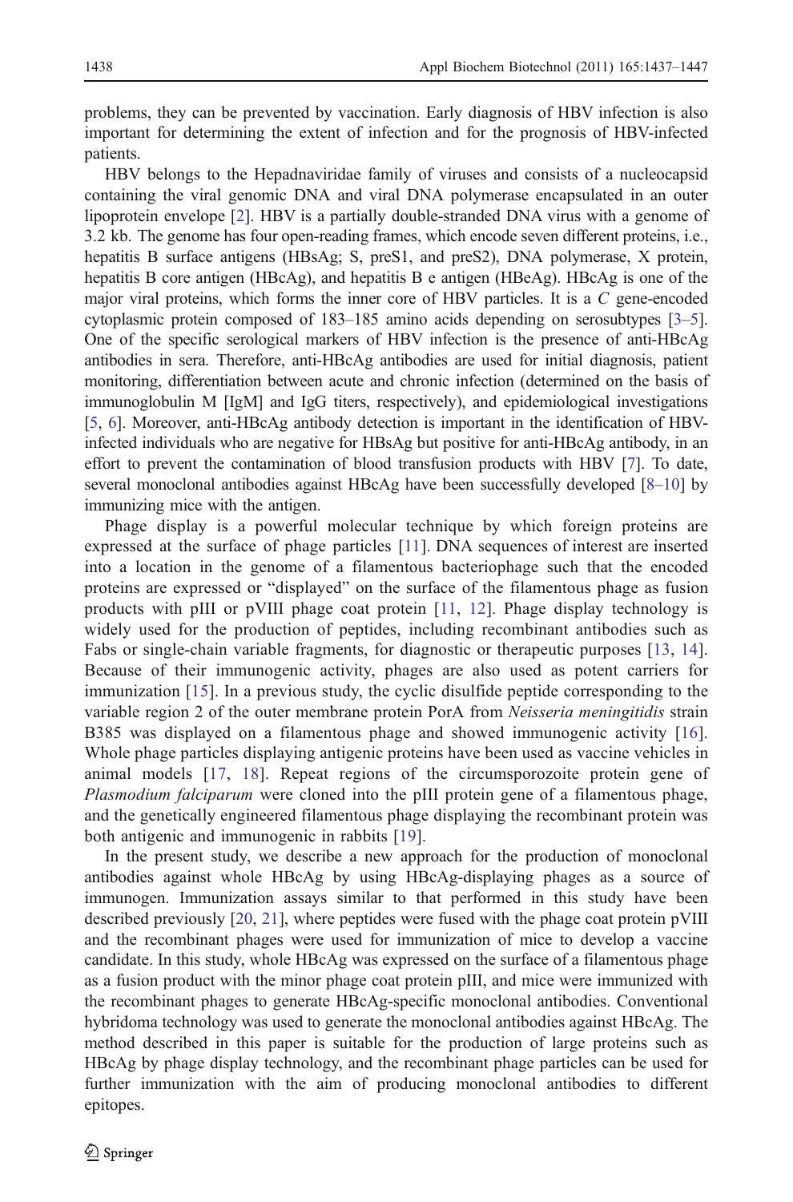problems, they can be prevented by vaccination. Early diagnosis of HBV infection is also important for determining the extent of infection and for the prognosis of HBV-infected patients.

HBV belongs to the Hepadnaviridae family of viruses and consists of a nucleocapsid containing the viral genomic DNA and viral DNA polymerase encapsulated in an outer lipoprotein envelope [2]. HBV is a partially double-stranded DNA virus with a genome of 3.2 kb. The genome has four open-reading frames, which encode seven different proteins, i.e., hepatitis B surface antigens (HBsAg; S, preS1, and preS2), DNA polymerase, X protein, hepatitis B core antigen (HBcAg), and hepatitis B e antigen (HBeAg). HBcAg is one of the major viral proteins, which forms the inner core of HBV particles. It is a *C* gene-encoded cytoplasmic protein composed of 183–185 amino acids depending on serosubtypes [3–5]. One of the specific serological markers of HBV infection is the presence of anti-HBcAg antibodies in sera. Therefore, anti-HBcAg antibodies are used for initial diagnosis, patient monitoring, differentiation between acute and chronic infection (determined on the basis of immunoglobulin M [IgM] and IgG titers, respectively), and epidemiological investigations [5, 6]. Moreover, anti-HBcAg antibody detection is important in the identification of HBV-infected individuals who are negative for HBsAg but positive for anti-HBcAg antibody, in an effort to prevent the contamination of blood transfusion products with HBV [7]. To date, several monoclonal antibodies against HBcAg have been successfully developed [8–10] by immunizing mice with the antigen.

Phage display is a powerful molecular technique by which foreign proteins are expressed at the surface of phage particles [11]. DNA sequences of interest are inserted into a location in the genome of a filamentous bacteriophage such that the encoded proteins are expressed or "displayed" on the surface of the filamentous phage as fusion products with pIII or pVIII phage coat protein [11, 12]. Phage display technology is widely used for the production of peptides, including recombinant antibodies such as Fabs or single-chain variable fragments, for diagnostic or therapeutic purposes [13, 14]. Because of their immunogenic activity, phages are also used as potent carriers for immunization [15]. In a previous study, the cyclic disulfide peptide corresponding to the variable region 2 of the outer membrane protein PorA from *Neisseria meningitidis* strain B385 was displayed on a filamentous phage and showed immunogenic activity [16]. Whole phage particles displaying antigenic proteins have been used as vaccine vehicles in animal models [17, 18]. Repeat regions of the circumsporozoite protein gene of *Plasmodium falciparum* were cloned into the pIII protein gene of a filamentous phage, and the genetically engineered filamentous phage displaying the recombinant protein was both antigenic and immunogenic in rabbits [19].

In the present study, we describe a new approach for the production of monoclonal antibodies against whole HBcAg by using HBcAg-displaying phages as a source of immunogen. Immunization assays similar to that performed in this study have been described previously [20, 21], where peptides were fused with the phage coat protein pVIII and the recombinant phages were used for immunization of mice to develop a vaccine candidate. In this study, whole HBcAg was expressed on the surface of a filamentous phage as a fusion product with the minor phage coat protein pIII, and mice were immunized with the recombinant phages to generate HBcAg-specific monoclonal antibodies. Conventional hybridoma technology was used to generate the monoclonal antibodies against HBcAg. The method described in this paper is suitable for the production of large proteins such as HBcAg by phage display technology, and the recombinant phage particles can be used for further immunization with the aim of producing monoclonal antibodies to different epitopes.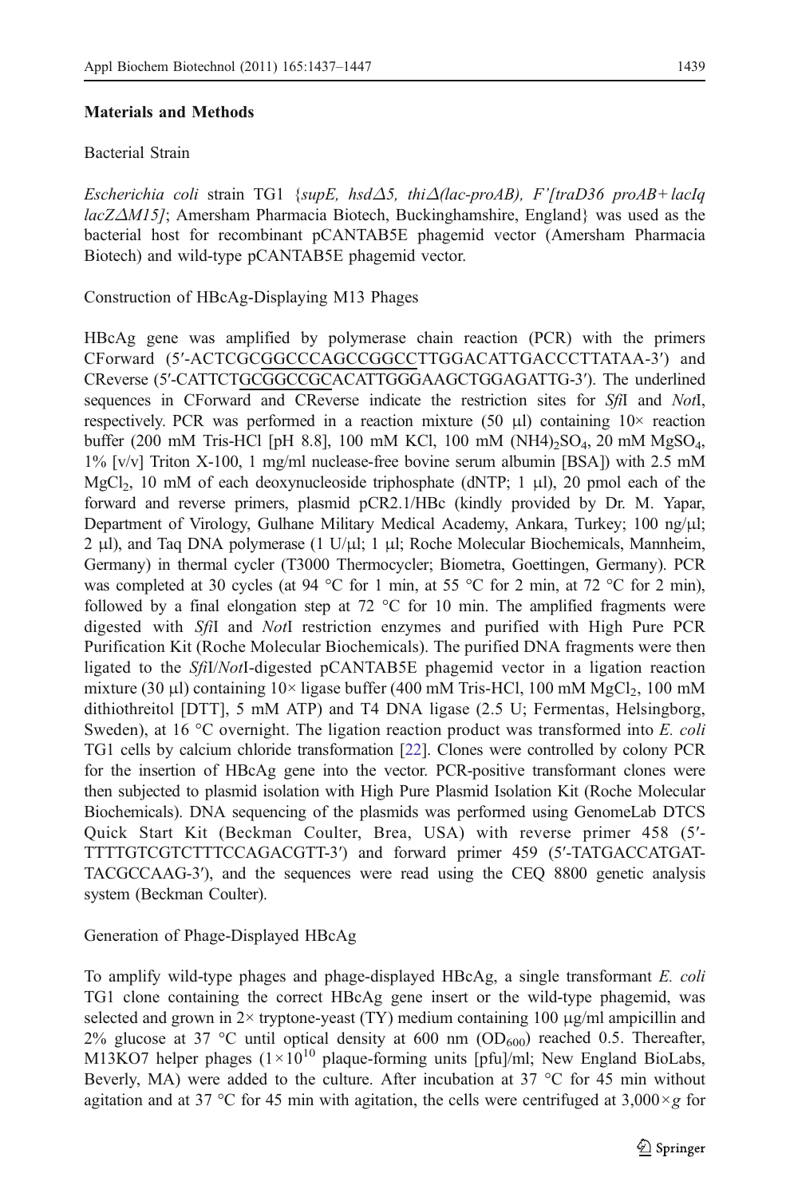## Materials and Methods

### Bacterial Strain

*Escherichia coli* strain TG1 {*supE, hsdΔ5, thiΔ(lac-proAB), F'[traD36 proAB+lacIq lacZΔM15]*; Amersham Pharmacia Biotech, Buckinghamshire, England} was used as the bacterial host for recombinant pCANTAB5E phagemid vector (Amersham Pharmacia Biotech) and wild-type pCANTAB5E phagemid vector.

### Construction of HBcAg-Displaying M13 Phages

HBcAg gene was amplified by polymerase chain reaction (PCR) with the primers CForward (5′-ACTCGCGGCCCAGCCGGCCTTGGACATTGACCCTTATAA-3′) and CReverse (5′-CATTCTGCGGCCGCACATTGGGAAGCTGGAGATTG-3′). The underlined sequences in CForward and CReverse indicate the restriction sites for *Sfi*I and *Not*I, respectively. PCR was performed in a reaction mixture (50 μl) containing 10× reaction buffer (200 mM Tris-HCl [pH 8.8], 100 mM KCl, 100 mM $(NH4)_2SO_4$, 20 mM $MgSO_4$, 1% [v/v] Triton X-100, 1 mg/ml nuclease-free bovine serum albumin [BSA]) with 2.5 mM $MgCl_2$, 10 mM of each deoxynucleoside triphosphate (dNTP; 1 μl), 20 pmol each of the forward and reverse primers, plasmid pCR2.1/HBc (kindly provided by Dr. M. Yapar, Department of Virology, Gulhane Military Medical Academy, Ankara, Turkey; 100 ng/μl; 2 μl), and Taq DNA polymerase (1 U/μl; 1 μl; Roche Molecular Biochemicals, Mannheim, Germany) in thermal cycler (T3000 Thermocycler; Biometra, Goettingen, Germany). PCR was completed at 30 cycles (at 94 °C for 1 min, at 55 °C for 2 min, at 72 °C for 2 min), followed by a final elongation step at 72 °C for 10 min. The amplified fragments were digested with *Sfi*I and *Not*I restriction enzymes and purified with High Pure PCR Purification Kit (Roche Molecular Biochemicals). The purified DNA fragments were then ligated to the *Sfi*I/*Not*I-digested pCANTAB5E phagemid vector in a ligation reaction mixture (30 μl) containing 10× ligase buffer (400 mM Tris-HCl, 100 mM $MgCl_2$, 100 mM dithiothreitol [DTT], 5 mM ATP) and T4 DNA ligase (2.5 U; Fermentas, Helsingborg, Sweden), at 16 °C overnight. The ligation reaction product was transformed into *E. coli* TG1 cells by calcium chloride transformation [22]. Clones were controlled by colony PCR for the insertion of HBcAg gene into the vector. PCR-positive transformant clones were then subjected to plasmid isolation with High Pure Plasmid Isolation Kit (Roche Molecular Biochemicals). DNA sequencing of the plasmids was performed using GenomeLab DTCS Quick Start Kit (Beckman Coulter, Brea, USA) with reverse primer 458 (5′-TTTGTCGTCTTTCCAGACGTT-3′) and forward primer 459 (5′-TATGACCATGAT-TACGCCAAG-3′), and the sequences were read using the CEQ 8800 genetic analysis system (Beckman Coulter).

### Generation of Phage-Displayed HBcAg

To amplify wild-type phages and phage-displayed HBcAg, a single transformant *E. coli* TG1 clone containing the correct HBcAg gene insert or the wild-type phagemid, was selected and grown in 2× tryptone-yeast (TY) medium containing 100 μg/ml ampicillin and 2% glucose at 37 °C until optical density at 600 nm ($OD_{600}$) reached 0.5. Thereafter, M13KO7 helper phages ($1\times10^{10}$ plaque-forming units [pfu]/ml; New England BioLabs, Beverly, MA) were added to the culture. After incubation at 37 °C for 45 min without agitation and at 37 °C for 45 min with agitation, the cells were centrifuged at $3,000\times g$ for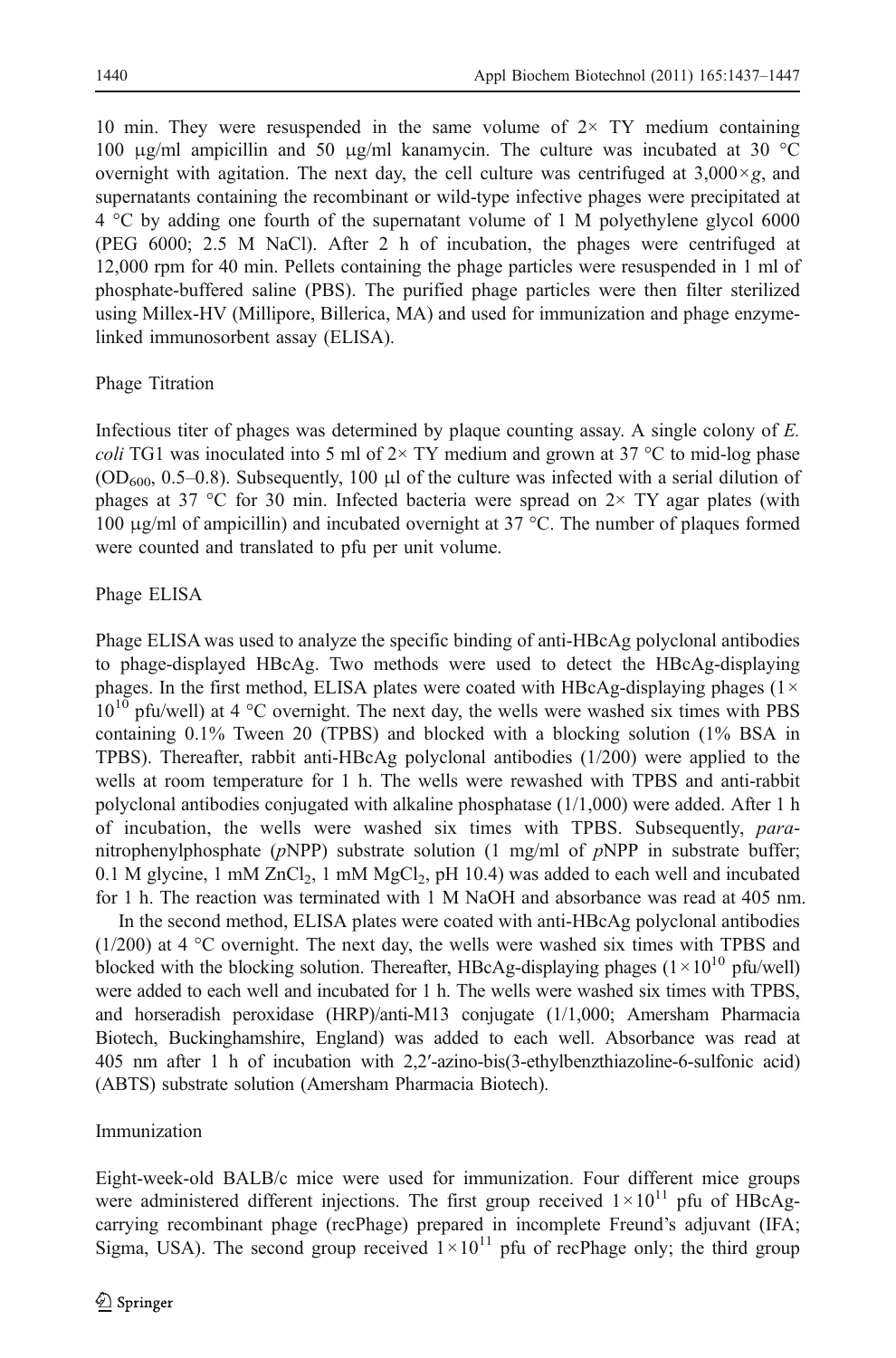10 min. They were resuspended in the same volume of 2× TY medium containing 100 μg/ml ampicillin and 50 μg/ml kanamycin. The culture was incubated at 30 °C overnight with agitation. The next day, the cell culture was centrifuged at 3,000×*g*, and supernatants containing the recombinant or wild-type infective phages were precipitated at 4 °C by adding one fourth of the supernatant volume of 1 M polyethylene glycol 6000 (PEG 6000; 2.5 M NaCl). After 2 h of incubation, the phages were centrifuged at 12,000 rpm for 40 min. Pellets containing the phage particles were resuspended in 1 ml of phosphate-buffered saline (PBS). The purified phage particles were then filter sterilized using Millex-HV (Millipore, Billerica, MA) and used for immunization and phage enzyme-linked immunosorbent assay (ELISA).

### Phage Titration

Infectious titer of phages was determined by plaque counting assay. A single colony of *E. coli* TG1 was inoculated into 5 ml of 2× TY medium and grown at 37 °C to mid-log phase ($OD_{600}$, 0.5–0.8). Subsequently, 100 μl of the culture was infected with a serial dilution of phages at 37 °C for 30 min. Infected bacteria were spread on 2× TY agar plates (with 100 μg/ml of ampicillin) and incubated overnight at 37 °C. The number of plaques formed were counted and translated to pfu per unit volume.

### Phage ELISA

Phage ELISA was used to analyze the specific binding of anti-HBcAg polyclonal antibodies to phage-displayed HBcAg. Two methods were used to detect the HBcAg-displaying phages. In the first method, ELISA plates were coated with HBcAg-displaying phages ($1\times 10^{10}$ pfu/well) at 4 °C overnight. The next day, the wells were washed six times with PBS containing 0.1% Tween 20 (TPBS) and blocked with a blocking solution (1% BSA in TPBS). Thereafter, rabbit anti-HBcAg polyclonal antibodies (1/200) were applied to the wells at room temperature for 1 h. The wells were rewashed with TPBS and anti-rabbit polyclonal antibodies conjugated with alkaline phosphatase (1/1,000) were added. After 1 h of incubation, the wells were washed six times with TPBS. Subsequently, *para*-nitrophenylphosphate (*p*NPP) substrate solution (1 mg/ml of *p*NPP in substrate buffer; 0.1 M glycine, 1 mM $ZnCl_2$, 1 mM $MgCl_2$, pH 10.4) was added to each well and incubated for 1 h. The reaction was terminated with 1 M NaOH and absorbance was read at 405 nm.

In the second method, ELISA plates were coated with anti-HBcAg polyclonal antibodies (1/200) at 4 °C overnight. The next day, the wells were washed six times with TPBS and blocked with the blocking solution. Thereafter, HBcAg-displaying phages ($1\times 10^{10}$ pfu/well) were added to each well and incubated for 1 h. The wells were washed six times with TPBS, and horseradish peroxidase (HRP)/anti-M13 conjugate (1/1,000; Amersham Pharmacia Biotech, Buckinghamshire, England) was added to each well. Absorbance was read at 405 nm after 1 h of incubation with 2,2′-azino-bis(3-ethylbenzthiazoline-6-sulfonic acid) (ABTS) substrate solution (Amersham Pharmacia Biotech).

### Immunization

Eight-week-old BALB/c mice were used for immunization. Four different mice groups were administered different injections. The first group received $1\times 10^{11}$ pfu of HBcAg-carrying recombinant phage (recPhage) prepared in incomplete Freund's adjuvant (IFA; Sigma, USA). The second group received $1\times 10^{11}$ pfu of recPhage only; the third group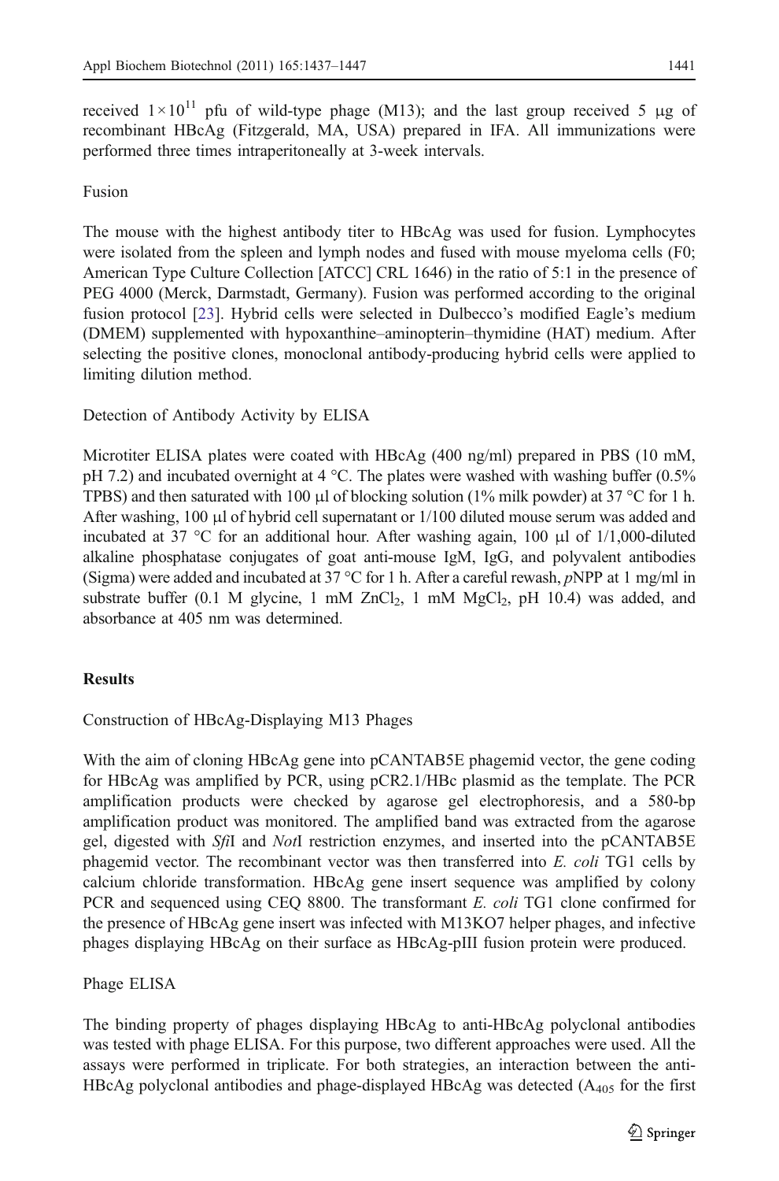received $1 \times 10^{11}$ pfu of wild-type phage (M13); and the last group received 5 μg of recombinant HBcAg (Fitzgerald, MA, USA) prepared in IFA. All immunizations were performed three times intraperitoneally at 3-week intervals.

### Fusion

The mouse with the highest antibody titer to HBcAg was used for fusion. Lymphocytes were isolated from the spleen and lymph nodes and fused with mouse myeloma cells (F0; American Type Culture Collection [ATCC] CRL 1646) in the ratio of 5:1 in the presence of PEG 4000 (Merck, Darmstadt, Germany). Fusion was performed according to the original fusion protocol [23]. Hybrid cells were selected in Dulbecco's modified Eagle's medium (DMEM) supplemented with hypoxanthine–aminopterin–thymidine (HAT) medium. After selecting the positive clones, monoclonal antibody-producing hybrid cells were applied to limiting dilution method.

### Detection of Antibody Activity by ELISA

Microtiter ELISA plates were coated with HBcAg (400 ng/ml) prepared in PBS (10 mM, pH 7.2) and incubated overnight at 4 °C. The plates were washed with washing buffer (0.5% TPBS) and then saturated with 100 μl of blocking solution (1% milk powder) at 37 °C for 1 h. After washing, 100 μl of hybrid cell supernatant or 1/100 diluted mouse serum was added and incubated at 37 °C for an additional hour. After washing again, 100 μl of 1/1,000-diluted alkaline phosphatase conjugates of goat anti-mouse IgM, IgG, and polyvalent antibodies (Sigma) were added and incubated at 37 °C for 1 h. After a careful rewash, *p*NPP at 1 mg/ml in substrate buffer (0.1 M glycine, 1 mM $ZnCl_2$, 1 mM $MgCl_2$, pH 10.4) was added, and absorbance at 405 nm was determined.

## Results

### Construction of HBcAg-Displaying M13 Phages

With the aim of cloning HBcAg gene into pCANTAB5E phagemid vector, the gene coding for HBcAg was amplified by PCR, using pCR2.1/HBc plasmid as the template. The PCR amplification products were checked by agarose gel electrophoresis, and a 580-bp amplification product was monitored. The amplified band was extracted from the agarose gel, digested with *Sfi*I and *Not*I restriction enzymes, and inserted into the pCANTAB5E phagemid vector. The recombinant vector was then transferred into *E. coli* TG1 cells by calcium chloride transformation. HBcAg gene insert sequence was amplified by colony PCR and sequenced using CEQ 8800. The transformant *E. coli* TG1 clone confirmed for the presence of HBcAg gene insert was infected with M13KO7 helper phages, and infective phages displaying HBcAg on their surface as HBcAg-pIII fusion protein were produced.

### Phage ELISA

The binding property of phages displaying HBcAg to anti-HBcAg polyclonal antibodies was tested with phage ELISA. For this purpose, two different approaches were used. All the assays were performed in triplicate. For both strategies, an interaction between the anti-HBcAg polyclonal antibodies and phage-displayed HBcAg was detected ($A_{405}$ for the first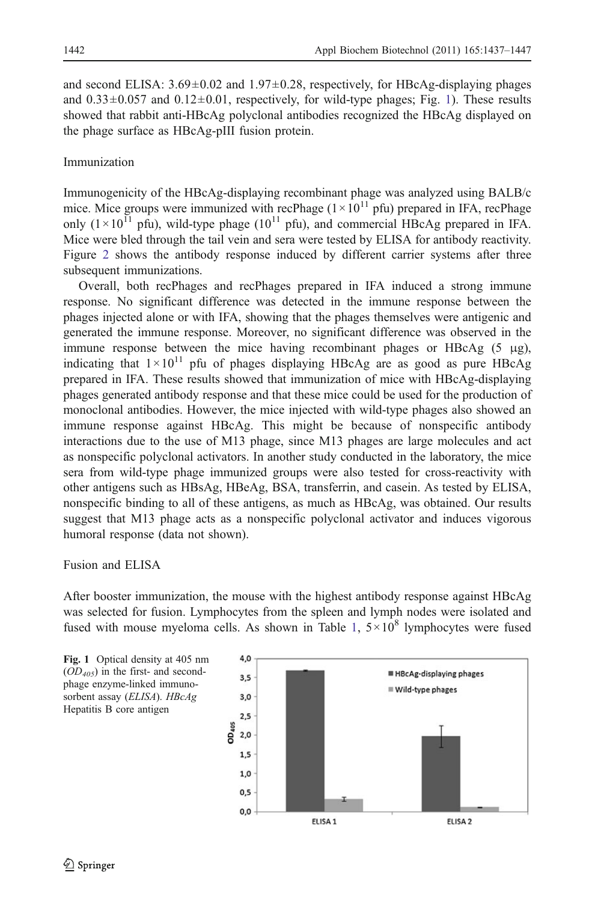and second ELISA: 3.69±0.02 and 1.97±0.28, respectively, for HBcAg-displaying phages and 0.33±0.057 and 0.12±0.01, respectively, for wild-type phages; Fig. 1). These results showed that rabbit anti-HBcAg polyclonal antibodies recognized the HBcAg displayed on the phage surface as HBcAg-pIII fusion protein.

## Immunization

Immunogenicity of the HBcAg-displaying recombinant phage was analyzed using BALB/c mice. Mice groups were immunized with recPhage ($1\times10^{11}$ pfu) prepared in IFA, recPhage only ($1\times10^{11}$ pfu), wild-type phage ($10^{11}$ pfu), and commercial HBcAg prepared in IFA. Mice were bled through the tail vein and sera were tested by ELISA for antibody reactivity. Figure 2 shows the antibody response induced by different carrier systems after three subsequent immunizations.

Overall, both recPhages and recPhages prepared in IFA induced a strong immune response. No significant difference was detected in the immune response between the phages injected alone or with IFA, showing that the phages themselves were antigenic and generated the immune response. Moreover, no significant difference was observed in the immune response between the mice having recombinant phages or HBcAg (5 μg), indicating that $1\times10^{11}$ pfu of phages displaying HBcAg are as good as pure HBcAg prepared in IFA. These results showed that immunization of mice with HBcAg-displaying phages generated antibody response and that these mice could be used for the production of monoclonal antibodies. However, the mice injected with wild-type phages also showed an immune response against HBcAg. This might be because of nonspecific antibody interactions due to the use of M13 phage, since M13 phages are large molecules and act as nonspecific polyclonal activators. In another study conducted in the laboratory, the mice sera from wild-type phage immunized groups were also tested for cross-reactivity with other antigens such as HBsAg, HBeAg, BSA, transferrin, and casein. As tested by ELISA, nonspecific binding to all of these antigens, as much as HBcAg, was obtained. Our results suggest that M13 phage acts as a nonspecific polyclonal activator and induces vigorous humoral response (data not shown).

## Fusion and ELISA

After booster immunization, the mouse with the highest antibody response against HBcAg was selected for fusion. Lymphocytes from the spleen and lymph nodes were isolated and fused with mouse myeloma cells. As shown in Table 1, $5\times10^{8}$ lymphocytes were fused

**Fig. 1** Optical density at 405 nm ($OD_{405}$) in the first- and second-phage enzyme-linked immunosorbent assay (*ELISA*). *HBcAg* Hepatitis B core antigen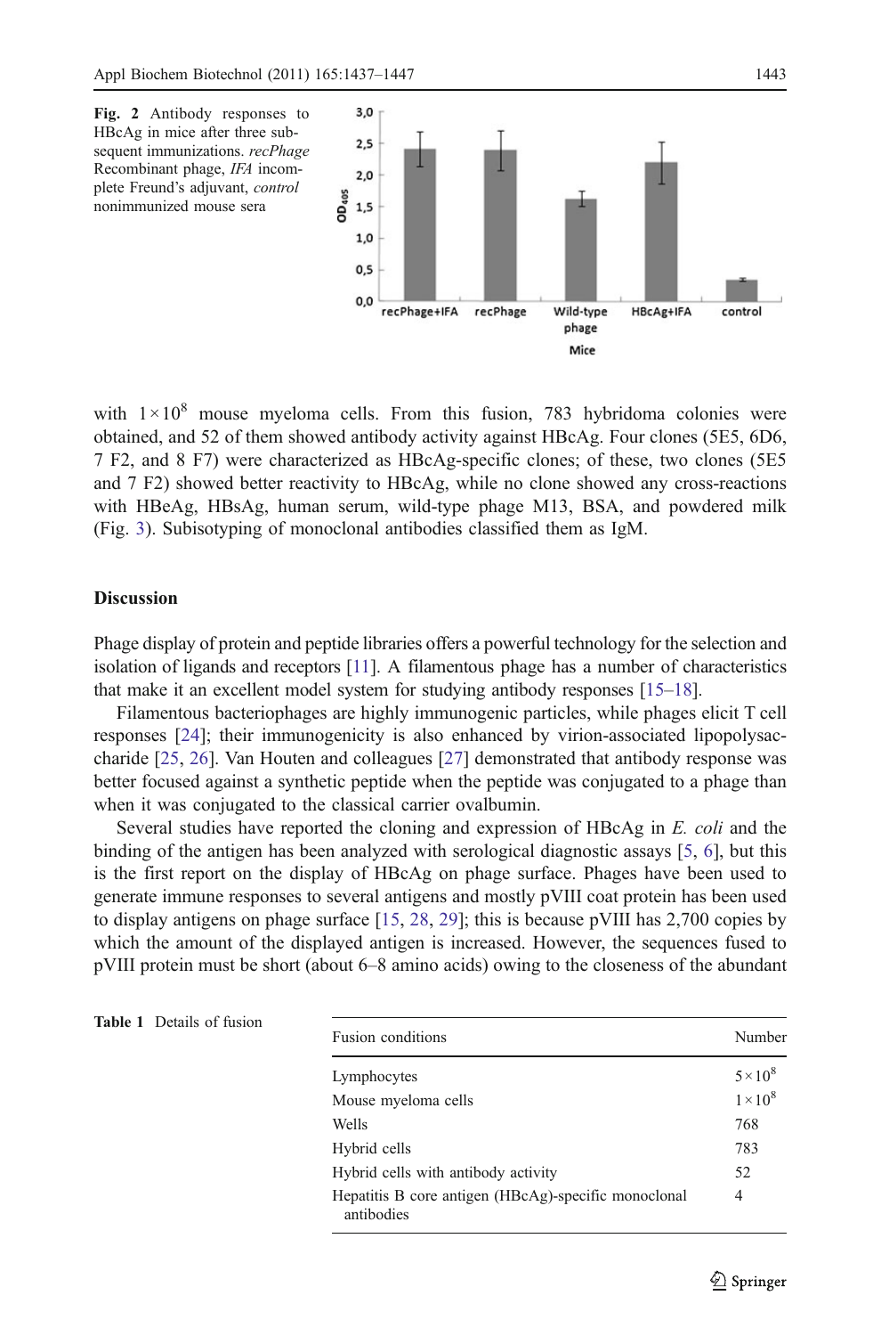Fig. 2 Antibody responses to HBcAg in mice after three subsequent immunizations. *recPhage* Recombinant phage, *IFA* incomplete Freund's adjuvant, *control* nonimmunized mouse sera

with $1 \times 10^8$ mouse myeloma cells. From this fusion, 783 hybridoma colonies were obtained, and 52 of them showed antibody activity against HBcAg. Four clones (5E5, 6D6, 7 F2, and 8 F7) were characterized as HBcAg-specific clones; of these, two clones (5E5 and 7 F2) showed better reactivity to HBcAg, while no clone showed any cross-reactions with HBeAg, HBsAg, human serum, wild-type phage M13, BSA, and powdered milk (Fig. 3). Subisotyping of monoclonal antibodies classified them as IgM.

## Discussion

Phage display of protein and peptide libraries offers a powerful technology for the selection and isolation of ligands and receptors [11]. A filamentous phage has a number of characteristics that make it an excellent model system for studying antibody responses [15–18].

Filamentous bacteriophages are highly immunogenic particles, while phages elicit T cell responses [24]; their immunogenicity is also enhanced by virion-associated lipopolysaccharide [25, 26]. Van Houten and colleagues [27] demonstrated that antibody response was better focused against a synthetic peptide when the peptide was conjugated to a phage than when it was conjugated to the classical carrier ovalbumin.

Several studies have reported the cloning and expression of HBcAg in *E. coli* and the binding of the antigen has been analyzed with serological diagnostic assays [5, 6], but this is the first report on the display of HBcAg on phage surface. Phages have been used to generate immune responses to several antigens and mostly pVIII coat protein has been used to display antigens on phage surface [15, 28, 29]; this is because pVIII has 2,700 copies by which the amount of the displayed antigen is increased. However, the sequences fused to pVIII protein must be short (about 6–8 amino acids) owing to the closeness of the abundant

**Table 1** Details of fusion

| Fusion conditions | Number |
|---|---|
| Lymphocytes | $5 \times 10^8$ |
| Mouse myeloma cells | $1 \times 10^8$ |
| Wells | 768 |
| Hybrid cells | 783 |
| Hybrid cells with antibody activity | 52 |
| Hepatitis B core antigen (HBcAg)-specific monoclonal antibodies | 4 |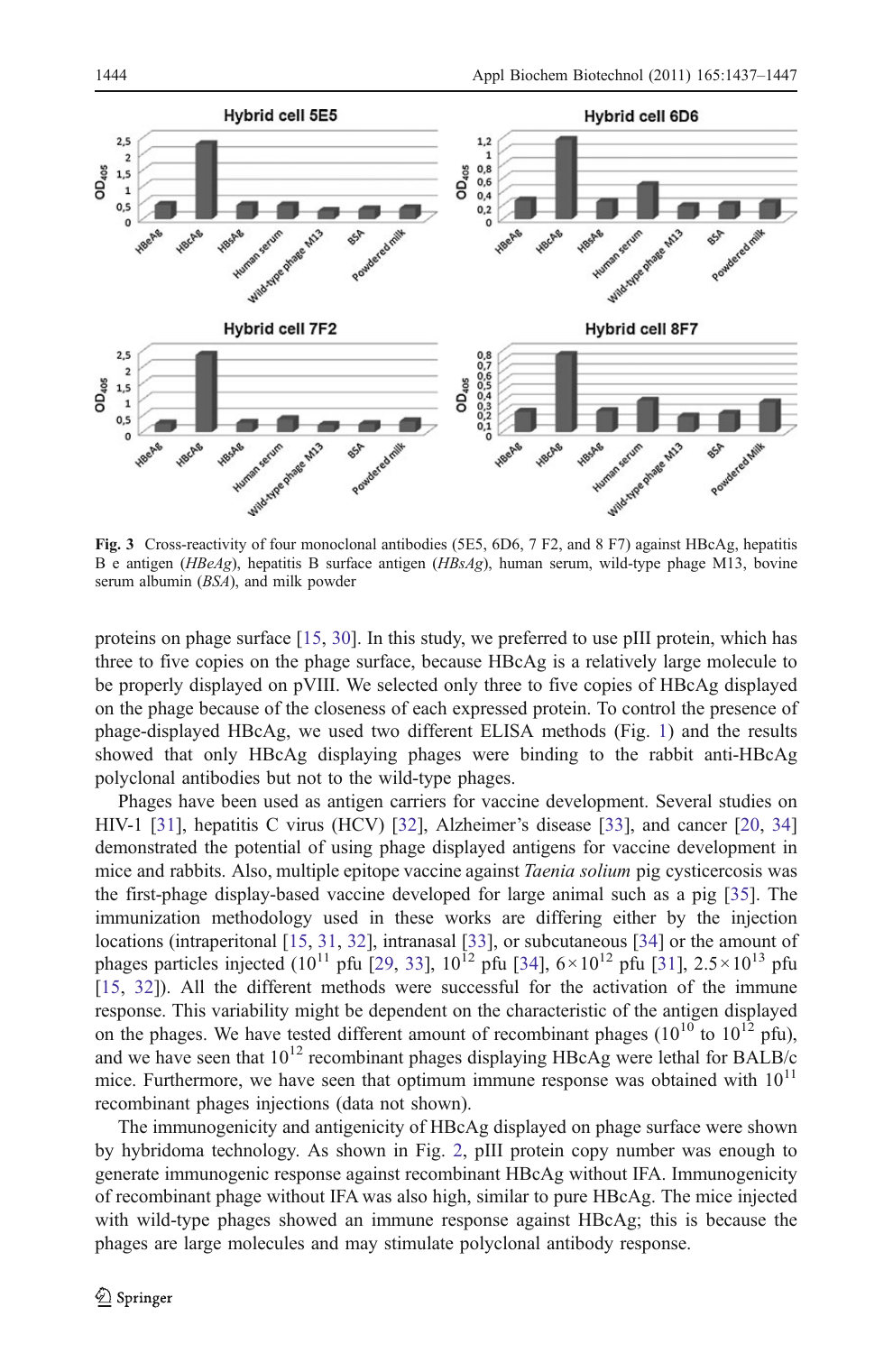**Fig. 3** Cross-reactivity of four monoclonal antibodies (5E5, 6D6, 7 F2, and 8 F7) against HBcAg, hepatitis B e antigen (*HBeAg*), hepatitis B surface antigen (*HBsAg*), human serum, wild-type phage M13, bovine serum albumin (*BSA*), and milk powder

proteins on phage surface [15, 30]. In this study, we preferred to use pIII protein, which has three to five copies on the phage surface, because HBcAg is a relatively large molecule to be properly displayed on pVIII. We selected only three to five copies of HBcAg displayed on the phage because of the closeness of each expressed protein. To control the presence of phage-displayed HBcAg, we used two different ELISA methods (Fig. 1) and the results showed that only HBcAg displaying phages were binding to the rabbit anti-HBcAg polyclonal antibodies but not to the wild-type phages.

Phages have been used as antigen carriers for vaccine development. Several studies on HIV-1 [31], hepatitis C virus (HCV) [32], Alzheimer's disease [33], and cancer [20, 34] demonstrated the potential of using phage displayed antigens for vaccine development in mice and rabbits. Also, multiple epitope vaccine against *Taenia solium* pig cysticercosis was the first-phage display-based vaccine developed for large animal such as a pig [35]. The immunization methodology used in these works are differing either by the injection locations (intraperitonal [15, 31, 32], intranasal [33], or subcutaneous [34] or the amount of phages particles injected ($10^{11}$ pfu [29, 33], $10^{12}$ pfu [34], $6\times10^{12}$ pfu [31], $2.5\times10^{13}$ pfu [15, 32]). All the different methods were successful for the activation of the immune response. This variability might be dependent on the characteristic of the antigen displayed on the phages. We have tested different amount of recombinant phages ($10^{10}$ to $10^{12}$ pfu), and we have seen that $10^{12}$ recombinant phages displaying HBcAg were lethal for BALB/c mice. Furthermore, we have seen that optimum immune response was obtained with $10^{11}$ recombinant phages injections (data not shown).

The immunogenicity and antigenicity of HBcAg displayed on phage surface were shown by hybridoma technology. As shown in Fig. 2, pIII protein copy number was enough to generate immunogenic response against recombinant HBcAg without IFA. Immunogenicity of recombinant phage without IFA was also high, similar to pure HBcAg. The mice injected with wild-type phages showed an immune response against HBcAg; this is because the phages are large molecules and may stimulate polyclonal antibody response.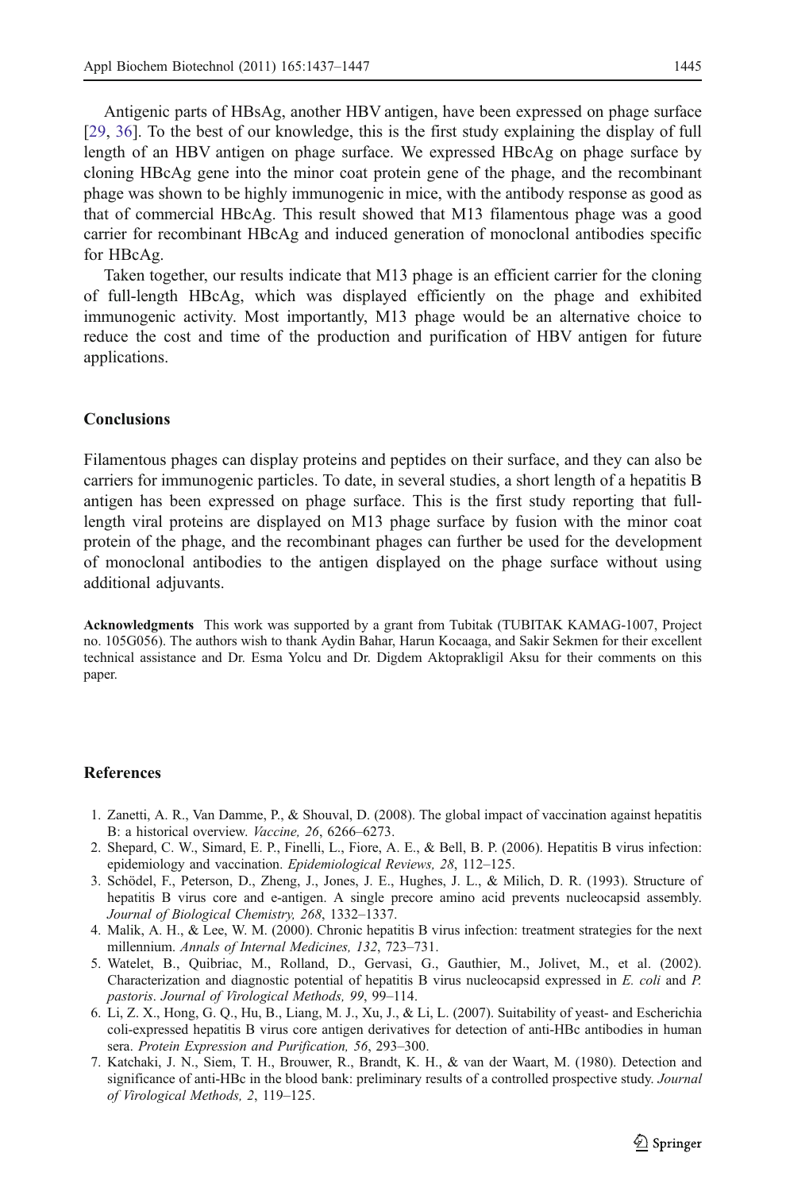Antigenic parts of HBsAg, another HBV antigen, have been expressed on phage surface [29, 36]. To the best of our knowledge, this is the first study explaining the display of full length of an HBV antigen on phage surface. We expressed HBcAg on phage surface by cloning HBcAg gene into the minor coat protein gene of the phage, and the recombinant phage was shown to be highly immunogenic in mice, with the antibody response as good as that of commercial HBcAg. This result showed that M13 filamentous phage was a good carrier for recombinant HBcAg and induced generation of monoclonal antibodies specific for HBcAg.

Taken together, our results indicate that M13 phage is an efficient carrier for the cloning of full-length HBcAg, which was displayed efficiently on the phage and exhibited immunogenic activity. Most importantly, M13 phage would be an alternative choice to reduce the cost and time of the production and purification of HBV antigen for future applications.

## Conclusions

Filamentous phages can display proteins and peptides on their surface, and they can also be carriers for immunogenic particles. To date, in several studies, a short length of a hepatitis B antigen has been expressed on phage surface. This is the first study reporting that full-length viral proteins are displayed on M13 phage surface by fusion with the minor coat protein of the phage, and the recombinant phages can further be used for the development of monoclonal antibodies to the antigen displayed on the phage surface without using additional adjuvants.

**Acknowledgments** This work was supported by a grant from Tubitak (TUBITAK KAMAG-1007, Project no. 105G056). The authors wish to thank Aydin Bahar, Harun Kocaaga, and Sakir Sekmen for their excellent technical assistance and Dr. Esma Yolcu and Dr. Digdem Aktoprakligil Aksu for their comments on this paper.

## References

1. Zanetti, A. R., Van Damme, P., & Shouval, D. (2008). The global impact of vaccination against hepatitis B: a historical overview. *Vaccine, 26*, 6266–6273.
2. Shepard, C. W., Simard, E. P., Finelli, L., Fiore, A. E., & Bell, B. P. (2006). Hepatitis B virus infection: epidemiology and vaccination. *Epidemiological Reviews, 28*, 112–125.
3. Schödel, F., Peterson, D., Zheng, J., Jones, J. E., Hughes, J. L., & Milich, D. R. (1993). Structure of hepatitis B virus core and e-antigen. A single precore amino acid prevents nucleocapsid assembly. *Journal of Biological Chemistry, 268*, 1332–1337.
4. Malik, A. H., & Lee, W. M. (2000). Chronic hepatitis B virus infection: treatment strategies for the next millennium. *Annals of Internal Medicines, 132*, 723–731.
5. Watelet, B., Quibriac, M., Rolland, D., Gervasi, G., Gauthier, M., Jolivet, M., et al. (2002). Characterization and diagnostic potential of hepatitis B virus nucleocapsid expressed in *E. coli* and *P. pastoris*. *Journal of Virological Methods, 99*, 99–114.
6. Li, Z. X., Hong, G. Q., Hu, B., Liang, M. J., Xu, J., & Li, L. (2007). Suitability of yeast- and Escherichia coli-expressed hepatitis B virus core antigen derivatives for detection of anti-HBc antibodies in human sera. *Protein Expression and Purification, 56*, 293–300.
7. Katchaki, J. N., Siem, T. H., Brouwer, R., Brandt, K. H., & van der Waart, M. (1980). Detection and significance of anti-HBc in the blood bank: preliminary results of a controlled prospective study. *Journal of Virological Methods, 2*, 119–125.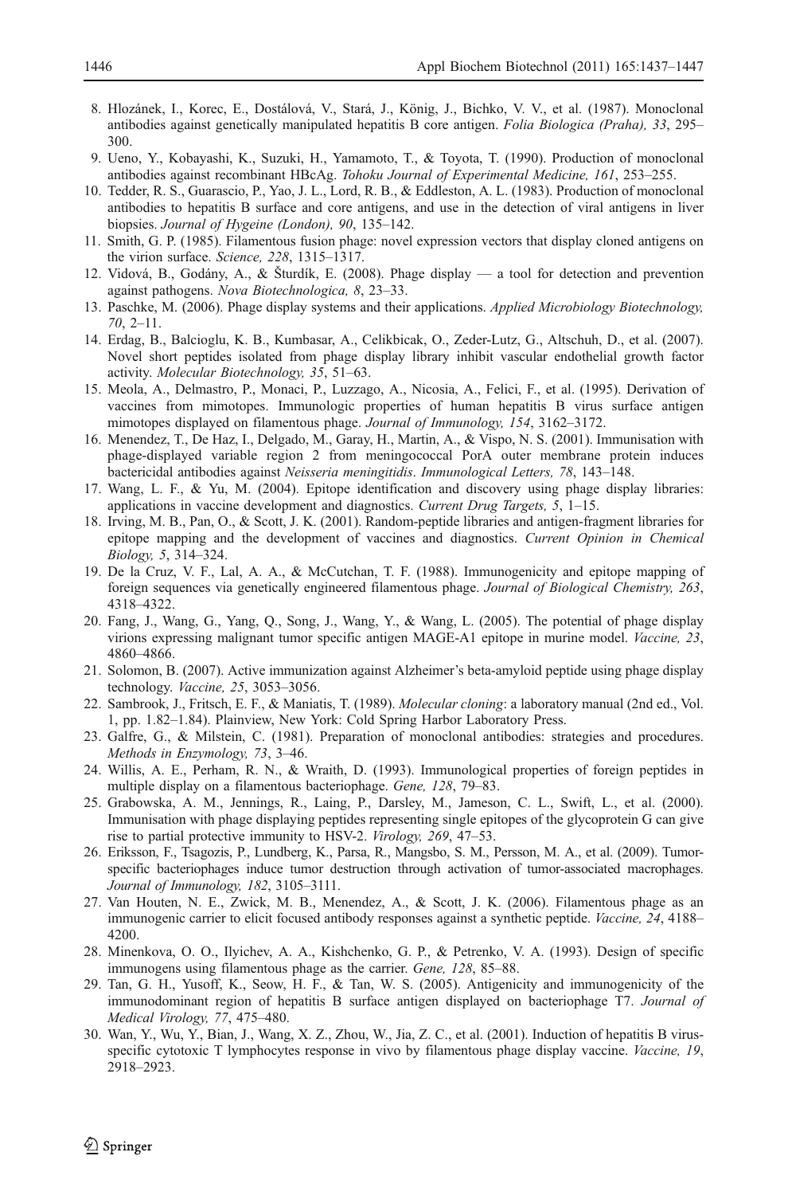8. Hlozánek, I., Korec, E., Dostálová, V., Stará, J., König, J., Bichko, V. V., et al. (1987). Monoclonal antibodies against genetically manipulated hepatitis B core antigen. *Folia Biologica (Praha), 33*, 295–300.
9. Ueno, Y., Kobayashi, K., Suzuki, H., Yamamoto, T., & Toyota, T. (1990). Production of monoclonal antibodies against recombinant HBcAg. *Tohoku Journal of Experimental Medicine, 161*, 253–255.
10. Tedder, R. S., Guarascio, P., Yao, J. L., Lord, R. B., & Eddleston, A. L. (1983). Production of monoclonal antibodies to hepatitis B surface and core antigens, and use in the detection of viral antigens in liver biopsies. *Journal of Hygeine (London), 90*, 135–142.
11. Smith, G. P. (1985). Filamentous fusion phage: novel expression vectors that display cloned antigens on the virion surface. *Science, 228*, 1315–1317.
12. Vidová, B., Godány, A., & Šturdík, E. (2008). Phage display — a tool for detection and prevention against pathogens. *Nova Biotechnologica, 8*, 23–33.
13. Paschke, M. (2006). Phage display systems and their applications. *Applied Microbiology Biotechnology, 70*, 2–11.
14. Erdag, B., Balcioglu, K. B., Kumbasar, A., Celikbicak, O., Zeder-Lutz, G., Altschuh, D., et al. (2007). Novel short peptides isolated from phage display library inhibit vascular endothelial growth factor activity. *Molecular Biotechnology, 35*, 51–63.
15. Meola, A., Delmastro, P., Monaci, P., Luzzago, A., Nicosia, A., Felici, F., et al. (1995). Derivation of vaccines from mimotopes. Immunologic properties of human hepatitis B virus surface antigen mimotopes displayed on filamentous phage. *Journal of Immunology, 154*, 3162–3172.
16. Menendez, T., De Haz, I., Delgado, M., Garay, H., Martin, A., & Vispo, N. S. (2001). Immunisation with phage-displayed variable region 2 from meningococcal PorA outer membrane protein induces bactericidal antibodies against *Neisseria meningitidis*. *Immunological Letters, 78*, 143–148.
17. Wang, L. F., & Yu, M. (2004). Epitope identification and discovery using phage display libraries: applications in vaccine development and diagnostics. *Current Drug Targets, 5*, 1–15.
18. Irving, M. B., Pan, O., & Scott, J. K. (2001). Random-peptide libraries and antigen-fragment libraries for epitope mapping and the development of vaccines and diagnostics. *Current Opinion in Chemical Biology, 5*, 314–324.
19. De la Cruz, V. F., Lal, A. A., & McCutchan, T. F. (1988). Immunogenicity and epitope mapping of foreign sequences via genetically engineered filamentous phage. *Journal of Biological Chemistry, 263*, 4318–4322.
20. Fang, J., Wang, G., Yang, Q., Song, J., Wang, Y., & Wang, L. (2005). The potential of phage display virions expressing malignant tumor specific antigen MAGE-A1 epitope in murine model. *Vaccine, 23*, 4860–4866.
21. Solomon, B. (2007). Active immunization against Alzheimer's beta-amyloid peptide using phage display technology. *Vaccine, 25*, 3053–3056.
22. Sambrook, J., Fritsch, E. F., & Maniatis, T. (1989). *Molecular cloning*: a laboratory manual (2nd ed., Vol. 1, pp. 1.82–1.84). Plainview, New York: Cold Spring Harbor Laboratory Press.
23. Galfre, G., & Milstein, C. (1981). Preparation of monoclonal antibodies: strategies and procedures. *Methods in Enzymology, 73*, 3–46.
24. Willis, A. E., Perham, R. N., & Wraith, D. (1993). Immunological properties of foreign peptides in multiple display on a filamentous bacteriophage. *Gene, 128*, 79–83.
25. Grabowska, A. M., Jennings, R., Laing, P., Darsley, M., Jameson, C. L., Swift, L., et al. (2000). Immunisation with phage displaying peptides representing single epitopes of the glycoprotein G can give rise to partial protective immunity to HSV-2. *Virology, 269*, 47–53.
26. Eriksson, F., Tsagozis, P., Lundberg, K., Parsa, R., Mangsbo, S. M., Persson, M. A., et al. (2009). Tumor-specific bacteriophages induce tumor destruction through activation of tumor-associated macrophages. *Journal of Immunology, 182*, 3105–3111.
27. Van Houten, N. E., Zwick, M. B., Menendez, A., & Scott, J. K. (2006). Filamentous phage as an immunogenic carrier to elicit focused antibody responses against a synthetic peptide. *Vaccine, 24*, 4188–4200.
28. Minenkova, O. O., Ilyichev, A. A., Kishchenko, G. P., & Petrenko, V. A. (1993). Design of specific immunogens using filamentous phage as the carrier. *Gene, 128*, 85–88.
29. Tan, G. H., Yusoff, K., Seow, H. F., & Tan, W. S. (2005). Antigenicity and immunogenicity of the immunodominant region of hepatitis B surface antigen displayed on bacteriophage T7. *Journal of Medical Virology, 77*, 475–480.
30. Wan, Y., Wu, Y., Bian, J., Wang, X. Z., Zhou, W., Jia, Z. C., et al. (2001). Induction of hepatitis B virus-specific cytotoxic T lymphocytes response in vivo by filamentous phage display vaccine. *Vaccine, 19*, 2918–2923.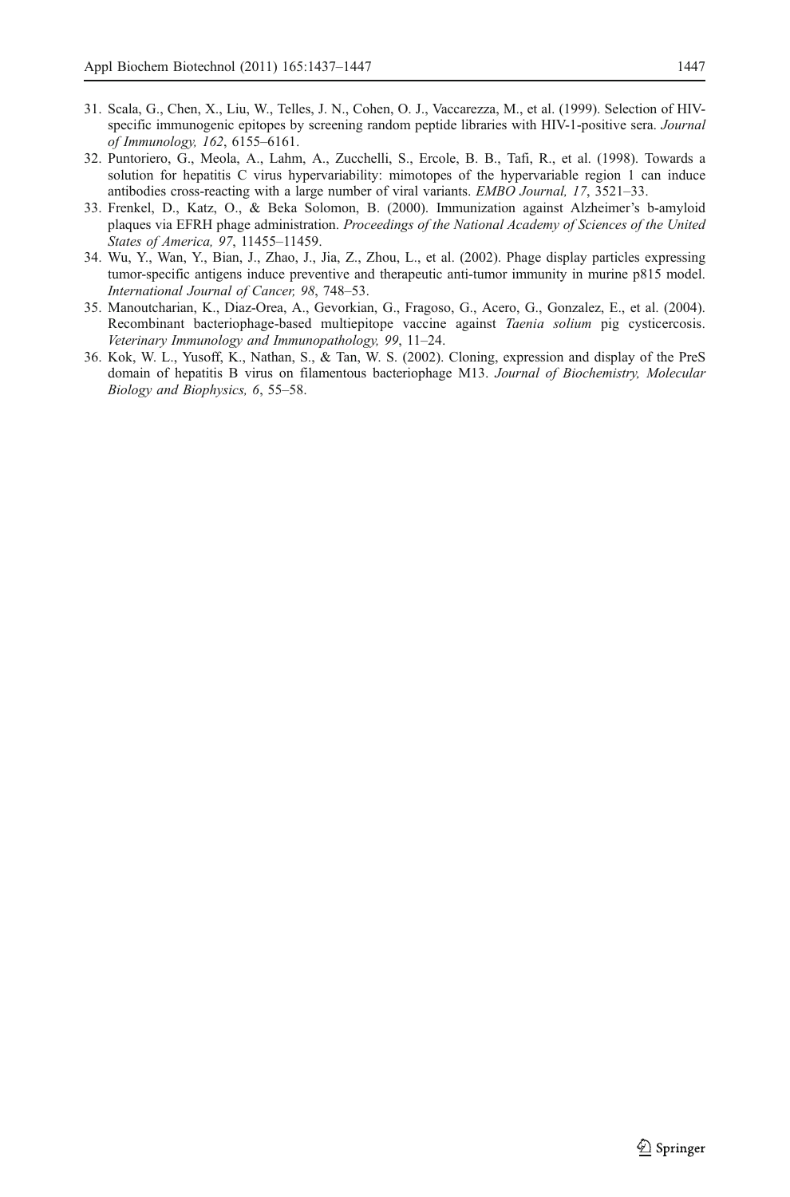31. Scala, G., Chen, X., Liu, W., Telles, J. N., Cohen, O. J., Vaccarezza, M., et al. (1999). Selection of HIV-specific immunogenic epitopes by screening random peptide libraries with HIV-1-positive sera. *Journal of Immunology, 162*, 6155–6161.
32. Puntoriero, G., Meola, A., Lahm, A., Zucchelli, S., Ercole, B. B., Tafi, R., et al. (1998). Towards a solution for hepatitis C virus hypervariability: mimotopes of the hypervariable region 1 can induce antibodies cross-reacting with a large number of viral variants. *EMBO Journal, 17*, 3521–33.
33. Frenkel, D., Katz, O., & Beka Solomon, B. (2000). Immunization against Alzheimer's b-amyloid plaques via EFRH phage administration. *Proceedings of the National Academy of Sciences of the United States of America, 97*, 11455–11459.
34. Wu, Y., Wan, Y., Bian, J., Zhao, J., Jia, Z., Zhou, L., et al. (2002). Phage display particles expressing tumor-specific antigens induce preventive and therapeutic anti-tumor immunity in murine p815 model. *International Journal of Cancer, 98*, 748–53.
35. Manoutcharian, K., Diaz-Orea, A., Gevorkian, G., Fragoso, G., Acero, G., Gonzalez, E., et al. (2004). Recombinant bacteriophage-based multiepitope vaccine against *Taenia solium* pig cysticercosis. *Veterinary Immunology and Immunopathology, 99*, 11–24.
36. Kok, W. L., Yusoff, K., Nathan, S., & Tan, W. S. (2002). Cloning, expression and display of the PreS domain of hepatitis B virus on filamentous bacteriophage M13. *Journal of Biochemistry, Molecular Biology and Biophysics, 6*, 55–58.